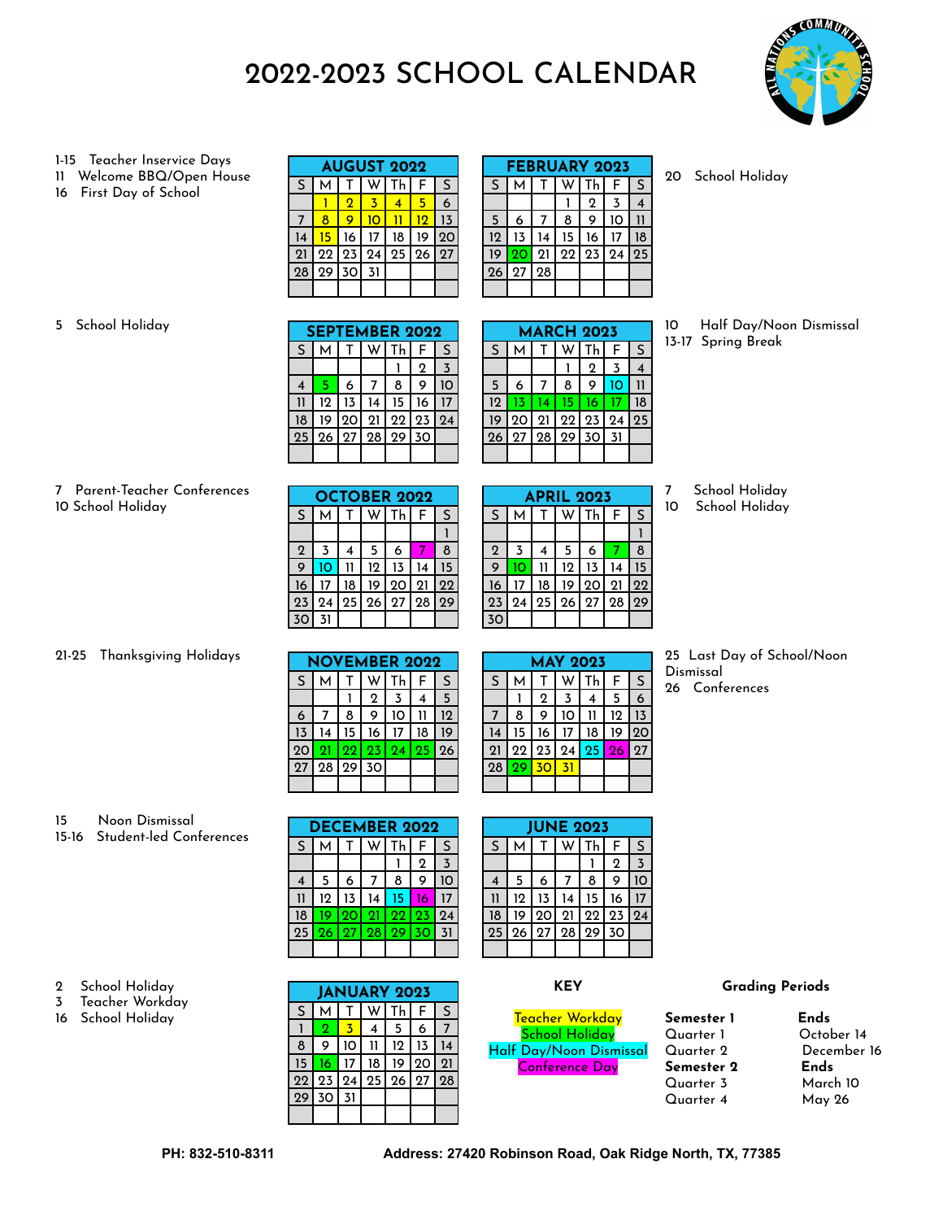# 2022-2023 SCHOOL CALENDAR

1-15 Teacher Inservice Days
11 Welcome BBQ/Open House
16 First Day of School

| AUGUST 2022 | | | | | | |
|---|---|---|---|---|---|---|
| S | M | T | W | Th | F | S |
| | 1 | 2 | 3 | 4 | 5 | 6 |
| 7 | 8 | 9 | 10 | 11 | 12 | 13 |
| 14 | 15 | 16 | 17 | 18 | 19 | 20 |
| 21 | 22 | 23 | 24 | 25 | 26 | 27 |
| 28 | 29 | 30 | 31 | | | |

| FEBRUARY 2023 | | | | | | |
|---|---|---|---|---|---|---|
| S | M | T | W | Th | F | S |
| | | | 1 | 2 | 3 | 4 |
| 5 | 6 | 7 | 8 | 9 | 10 | 11 |
| 12 | 13 | 14 | 15 | 16 | 17 | 18 |
| 19 | 20 | 21 | 22 | 23 | 24 | 25 |
| 26 | 27 | 28 | | | | |

20 School Holiday

5 School Holiday

| SEPTEMBER 2022 | | | | | | |
|---|---|---|---|---|---|---|
| S | M | T | W | Th | F | S |
| | | | | 1 | 2 | 3 |
| 4 | 5 | 6 | 7 | 8 | 9 | 10 |
| 11 | 12 | 13 | 14 | 15 | 16 | 17 |
| 18 | 19 | 20 | 21 | 22 | 23 | 24 |
| 25 | 26 | 27 | 28 | 29 | 30 | |

| MARCH 2023 | | | | | | |
|---|---|---|---|---|---|---|
| S | M | T | W | Th | F | S |
| | | | 1 | 2 | 3 | 4 |
| 5 | 6 | 7 | 8 | 9 | 10 | 11 |
| 12 | 13 | 14 | 15 | 16 | 17 | 18 |
| 19 | 20 | 21 | 22 | 23 | 24 | 25 |
| 26 | 27 | 28 | 29 | 30 | 31 | |

10 Half Day/Noon Dismissal
13-17 Spring Break

7 Parent-Teacher Conferences
10 School Holiday

| OCTOBER 2022 | | | | | | |
|---|---|---|---|---|---|---|
| S | M | T | W | Th | F | S |
| | | | | | | 1 |
| 2 | 3 | 4 | 5 | 6 | 7 | 8 |
| 9 | 10 | 11 | 12 | 13 | 14 | 15 |
| 16 | 17 | 18 | 19 | 20 | 21 | 22 |
| 23 | 24 | 25 | 26 | 27 | 28 | 29 |
| 30 | 31 | | | | | |

| APRIL 2023 | | | | | | |
|---|---|---|---|---|---|---|
| S | M | T | W | Th | F | S |
| | | | | | | 1 |
| 2 | 3 | 4 | 5 | 6 | 7 | 8 |
| 9 | 10 | 11 | 12 | 13 | 14 | 15 |
| 16 | 17 | 18 | 19 | 20 | 21 | 22 |
| 23 | 24 | 25 | 26 | 27 | 28 | 29 |
| 30 | | | | | | |

7 School Holiday
10 School Holiday

21-25 Thanksgiving Holidays

| NOVEMBER 2022 | | | | | | |
|---|---|---|---|---|---|---|
| S | M | T | W | Th | F | S |
| | | 1 | 2 | 3 | 4 | 5 |
| 6 | 7 | 8 | 9 | 10 | 11 | 12 |
| 13 | 14 | 15 | 16 | 17 | 18 | 19 |
| 20 | 21 | 22 | 23 | 24 | 25 | 26 |
| 27 | 28 | 29 | 30 | | | |

| MAY 2023 | | | | | | |
|---|---|---|---|---|---|---|
| S | M | T | W | Th | F | S |
| | 1 | 2 | 3 | 4 | 5 | 6 |
| 7 | 8 | 9 | 10 | 11 | 12 | 13 |
| 14 | 15 | 16 | 17 | 18 | 19 | 20 |
| 21 | 22 | 23 | 24 | 25 | 26 | 27 |
| 28 | 29 | 30 | 31 | | | |

25 Last Day of School/Noon Dismissal
26 Conferences

15 Noon Dismissal
15-16 Student-led Conferences

| DECEMBER 2022 | | | | | | |
|---|---|---|---|---|---|---|
| S | M | T | W | Th | F | S |
| | | | | 1 | 2 | 3 |
| 4 | 5 | 6 | 7 | 8 | 9 | 10 |
| 11 | 12 | 13 | 14 | 15 | 16 | 17 |
| 18 | 19 | 20 | 21 | 22 | 23 | 24 |
| 25 | 26 | 27 | 28 | 29 | 30 | 31 |

| JUNE 2023 | | | | | | |
|---|---|---|---|---|---|---|
| S | M | T | W | Th | F | S |
| | | | | 1 | 2 | 3 |
| 4 | 5 | 6 | 7 | 8 | 9 | 10 |
| 11 | 12 | 13 | 14 | 15 | 16 | 17 |
| 18 | 19 | 20 | 21 | 22 | 23 | 24 |
| 25 | 26 | 27 | 28 | 29 | 30 | |

2 School Holiday
3 Teacher Workday
16 School Holiday

| JANUARY 2023 | | | | | | |
|---|---|---|---|---|---|---|
| S | M | T | W | Th | F | S |
| 1 | 2 | 3 | 4 | 5 | 6 | 7 |
| 8 | 9 | 10 | 11 | 12 | 13 | 14 |
| 15 | 16 | 17 | 18 | 19 | 20 | 21 |
| 22 | 23 | 24 | 25 | 26 | 27 | 28 |
| 29 | 30 | 31 | | | | |

**KEY**

Teacher Workday
School Holiday
Half Day/Noon Dismissal
Conference Day

**Grading Periods**

| **Semester 1** | **Ends** |
|---|---|
| Quarter 1 | October 14 |
| Quarter 2 | December 16 |
| **Semester 2** | **Ends** |
| Quarter 3 | March 10 |
| Quarter 4 | May 26 |

**PH: 832-510-8311** **Address: 27420 Robinson Road, Oak Ridge North, TX, 77385**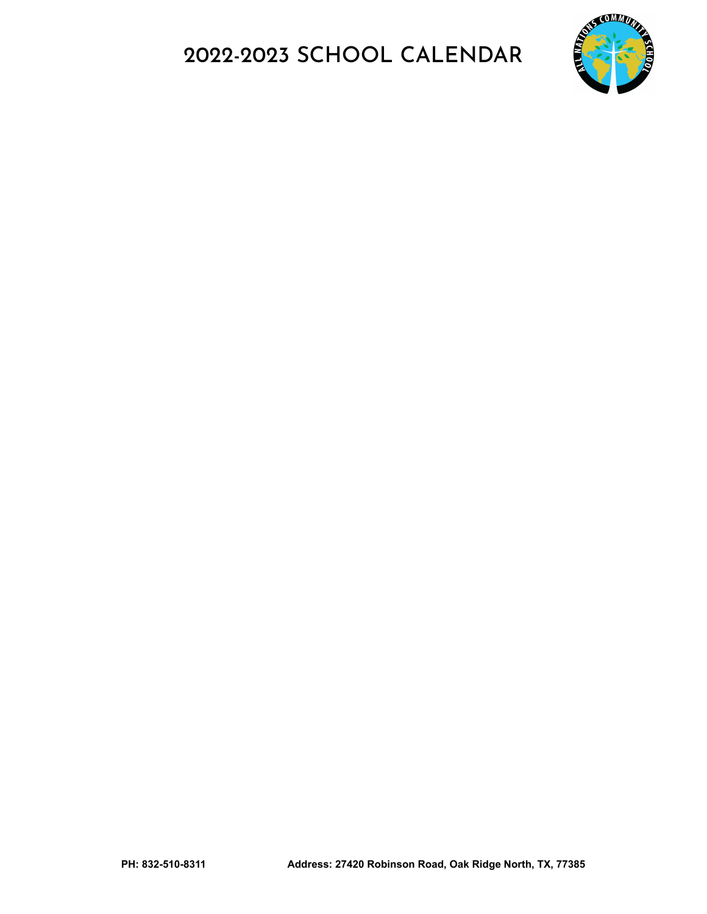# 2022-2023 SCHOOL CALENDAR

**PH: 832-510-8311** **Address: 27420 Robinson Road, Oak Ridge North, TX, 77385**